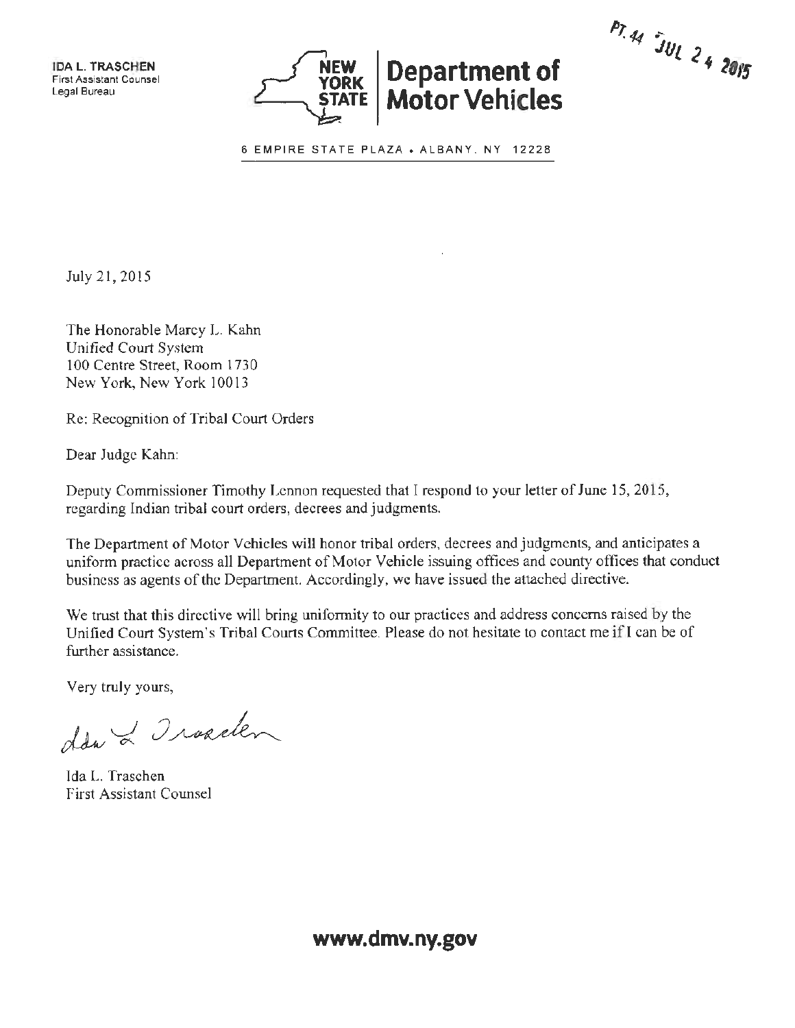IDA L. TRASCHEN
First Assistant Counsel
Legal Bureau

**NEW YORK STATE | Department of Motor Vehicles**

6 EMPIRE STATE PLAZA • ALBANY, NY 12228

PT. 44 JUL 24 2015

July 21, 2015

The Honorable Marcy L. Kahn
Unified Court System
100 Centre Street, Room 1730
New York, New York 10013

Re: Recognition of Tribal Court Orders

Dear Judge Kahn:

Deputy Commissioner Timothy Lennon requested that I respond to your letter of June 15, 2015, regarding Indian tribal court orders, decrees and judgments.

The Department of Motor Vehicles will honor tribal orders, decrees and judgments, and anticipates a uniform practice across all Department of Motor Vehicle issuing offices and county offices that conduct business as agents of the Department. Accordingly, we have issued the attached directive.

We trust that this directive will bring uniformity to our practices and address concerns raised by the Unified Court System's Tribal Courts Committee. Please do not hesitate to contact me if I can be of further assistance.

Very truly yours,

Ida L. Traschen

Ida L. Traschen
First Assistant Counsel

**www.dmv.ny.gov**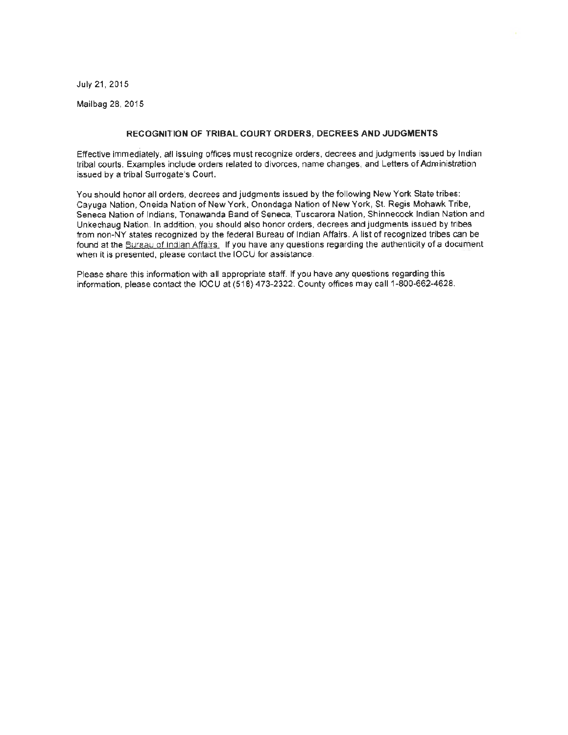July 21, 2015

Mailbag 28, 2015

## RECOGNITION OF TRIBAL COURT ORDERS, DECREES AND JUDGMENTS

Effective immediately, all issuing offices must recognize orders, decrees and judgments issued by Indian tribal courts. Examples include orders related to divorces, name changes, and Letters of Administration issued by a tribal Surrogate's Court.

You should honor all orders, decrees and judgments issued by the following New York State tribes: Cayuga Nation, Oneida Nation of New York, Onondaga Nation of New York, St. Regis Mohawk Tribe, Seneca Nation of Indians, Tonawanda Band of Seneca, Tuscarora Nation, Shinnecock Indian Nation and Unkechaug Nation. In addition, you should also honor orders, decrees and judgments issued by tribes from non-NY states recognized by the federal Bureau of Indian Affairs. A list of recognized tribes can be found at the Bureau of Indian Affairs. If you have any questions regarding the authenticity of a document when it is presented, please contact the IOCU for assistance.

Please share this information with all appropriate staff. If you have any questions regarding this information, please contact the IOCU at (518) 473-2322. County offices may call 1-800-662-4628.